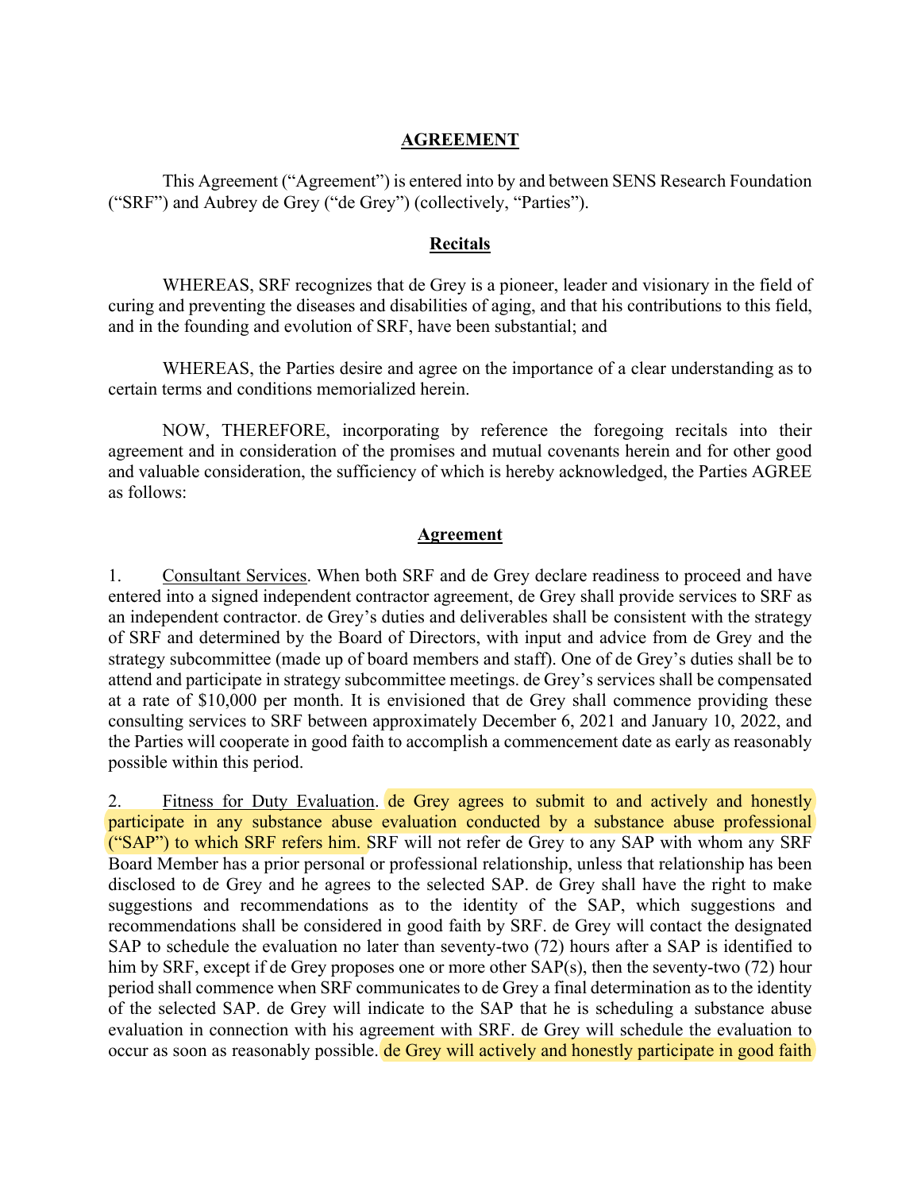**AGREEMENT**

This Agreement ("Agreement") is entered into by and between SENS Research Foundation ("SRF") and Aubrey de Grey ("de Grey") (collectively, "Parties").

**Recitals**

WHEREAS, SRF recognizes that de Grey is a pioneer, leader and visionary in the field of curing and preventing the diseases and disabilities of aging, and that his contributions to this field, and in the founding and evolution of SRF, have been substantial; and

WHEREAS, the Parties desire and agree on the importance of a clear understanding as to certain terms and conditions memorialized herein.

NOW, THEREFORE, incorporating by reference the foregoing recitals into their agreement and in consideration of the promises and mutual covenants herein and for other good and valuable consideration, the sufficiency of which is hereby acknowledged, the Parties AGREE as follows:

**Agreement**

1. Consultant Services. When both SRF and de Grey declare readiness to proceed and have entered into a signed independent contractor agreement, de Grey shall provide services to SRF as an independent contractor. de Grey's duties and deliverables shall be consistent with the strategy of SRF and determined by the Board of Directors, with input and advice from de Grey and the strategy subcommittee (made up of board members and staff). One of de Grey's duties shall be to attend and participate in strategy subcommittee meetings. de Grey's services shall be compensated at a rate of $10,000 per month. It is envisioned that de Grey shall commence providing these consulting services to SRF between approximately December 6, 2021 and January 10, 2022, and the Parties will cooperate in good faith to accomplish a commencement date as early as reasonably possible within this period.

2. Fitness for Duty Evaluation. de Grey agrees to submit to and actively and honestly participate in any substance abuse evaluation conducted by a substance abuse professional ("SAP") to which SRF refers him. SRF will not refer de Grey to any SAP with whom any SRF Board Member has a prior personal or professional relationship, unless that relationship has been disclosed to de Grey and he agrees to the selected SAP. de Grey shall have the right to make suggestions and recommendations as to the identity of the SAP, which suggestions and recommendations shall be considered in good faith by SRF. de Grey will contact the designated SAP to schedule the evaluation no later than seventy-two (72) hours after a SAP is identified to him by SRF, except if de Grey proposes one or more other SAP(s), then the seventy-two (72) hour period shall commence when SRF communicates to de Grey a final determination as to the identity of the selected SAP. de Grey will indicate to the SAP that he is scheduling a substance abuse evaluation in connection with his agreement with SRF. de Grey will schedule the evaluation to occur as soon as reasonably possible. de Grey will actively and honestly participate in good faith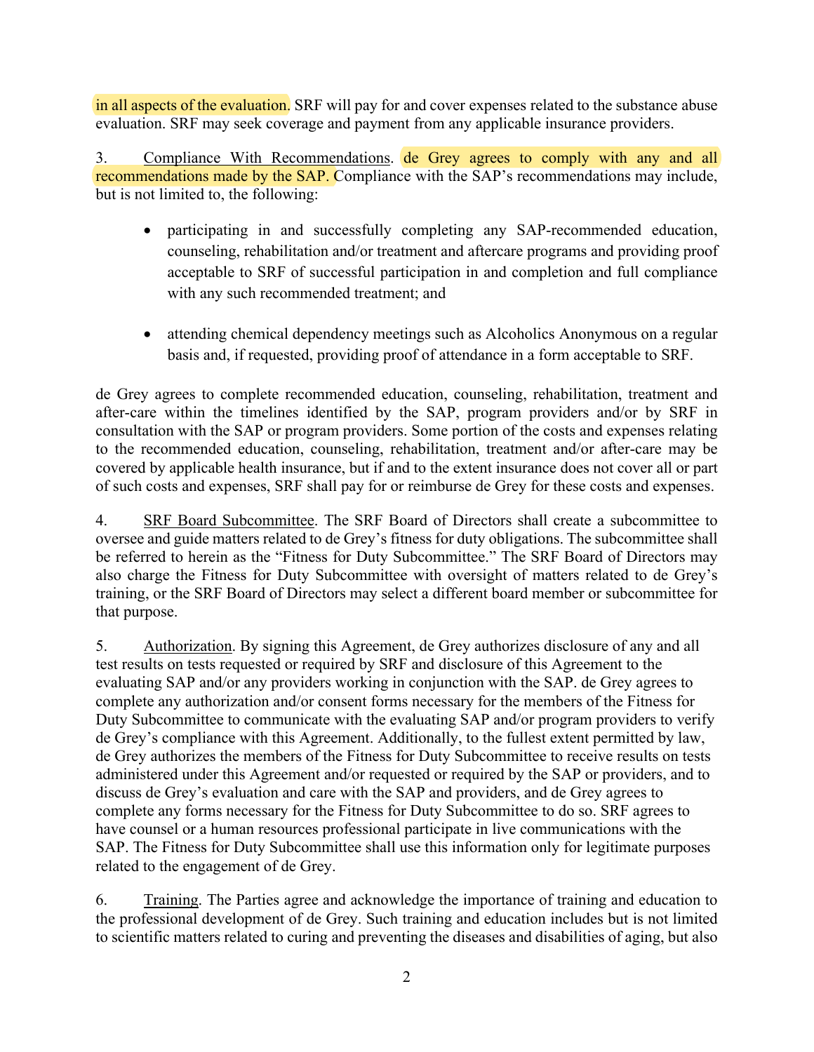in all aspects of the evaluation. SRF will pay for and cover expenses related to the substance abuse evaluation. SRF may seek coverage and payment from any applicable insurance providers.

3. Compliance With Recommendations. de Grey agrees to comply with any and all recommendations made by the SAP. Compliance with the SAP's recommendations may include, but is not limited to, the following:

- participating in and successfully completing any SAP-recommended education, counseling, rehabilitation and/or treatment and aftercare programs and providing proof acceptable to SRF of successful participation in and completion and full compliance with any such recommended treatment; and
- attending chemical dependency meetings such as Alcoholics Anonymous on a regular basis and, if requested, providing proof of attendance in a form acceptable to SRF.

de Grey agrees to complete recommended education, counseling, rehabilitation, treatment and after-care within the timelines identified by the SAP, program providers and/or by SRF in consultation with the SAP or program providers. Some portion of the costs and expenses relating to the recommended education, counseling, rehabilitation, treatment and/or after-care may be covered by applicable health insurance, but if and to the extent insurance does not cover all or part of such costs and expenses, SRF shall pay for or reimburse de Grey for these costs and expenses.

4. SRF Board Subcommittee. The SRF Board of Directors shall create a subcommittee to oversee and guide matters related to de Grey's fitness for duty obligations. The subcommittee shall be referred to herein as the "Fitness for Duty Subcommittee." The SRF Board of Directors may also charge the Fitness for Duty Subcommittee with oversight of matters related to de Grey's training, or the SRF Board of Directors may select a different board member or subcommittee for that purpose.

5. Authorization. By signing this Agreement, de Grey authorizes disclosure of any and all test results on tests requested or required by SRF and disclosure of this Agreement to the evaluating SAP and/or any providers working in conjunction with the SAP. de Grey agrees to complete any authorization and/or consent forms necessary for the members of the Fitness for Duty Subcommittee to communicate with the evaluating SAP and/or program providers to verify de Grey's compliance with this Agreement. Additionally, to the fullest extent permitted by law, de Grey authorizes the members of the Fitness for Duty Subcommittee to receive results on tests administered under this Agreement and/or requested or required by the SAP or providers, and to discuss de Grey's evaluation and care with the SAP and providers, and de Grey agrees to complete any forms necessary for the Fitness for Duty Subcommittee to do so. SRF agrees to have counsel or a human resources professional participate in live communications with the SAP. The Fitness for Duty Subcommittee shall use this information only for legitimate purposes related to the engagement of de Grey.

6. Training. The Parties agree and acknowledge the importance of training and education to the professional development of de Grey. Such training and education includes but is not limited to scientific matters related to curing and preventing the diseases and disabilities of aging, but also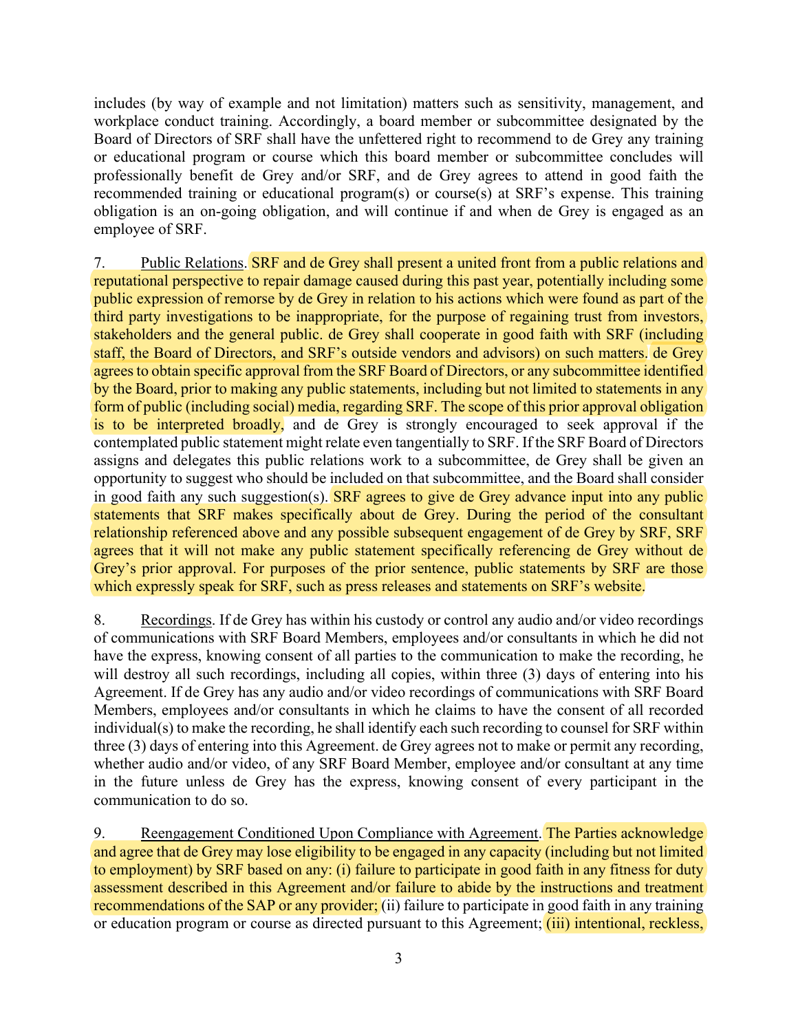includes (by way of example and not limitation) matters such as sensitivity, management, and workplace conduct training. Accordingly, a board member or subcommittee designated by the Board of Directors of SRF shall have the unfettered right to recommend to de Grey any training or educational program or course which this board member or subcommittee concludes will professionally benefit de Grey and/or SRF, and de Grey agrees to attend in good faith the recommended training or educational program(s) or course(s) at SRF's expense. This training obligation is an on-going obligation, and will continue if and when de Grey is engaged as an employee of SRF.

7. Public Relations. SRF and de Grey shall present a united front from a public relations and reputational perspective to repair damage caused during this past year, potentially including some public expression of remorse by de Grey in relation to his actions which were found as part of the third party investigations to be inappropriate, for the purpose of regaining trust from investors, stakeholders and the general public. de Grey shall cooperate in good faith with SRF (including staff, the Board of Directors, and SRF's outside vendors and advisors) on such matters. de Grey agrees to obtain specific approval from the SRF Board of Directors, or any subcommittee identified by the Board, prior to making any public statements, including but not limited to statements in any form of public (including social) media, regarding SRF. The scope of this prior approval obligation is to be interpreted broadly, and de Grey is strongly encouraged to seek approval if the contemplated public statement might relate even tangentially to SRF. If the SRF Board of Directors assigns and delegates this public relations work to a subcommittee, de Grey shall be given an opportunity to suggest who should be included on that subcommittee, and the Board shall consider in good faith any such suggestion(s). SRF agrees to give de Grey advance input into any public statements that SRF makes specifically about de Grey. During the period of the consultant relationship referenced above and any possible subsequent engagement of de Grey by SRF, SRF agrees that it will not make any public statement specifically referencing de Grey without de Grey's prior approval. For purposes of the prior sentence, public statements by SRF are those which expressly speak for SRF, such as press releases and statements on SRF's website.

8. Recordings. If de Grey has within his custody or control any audio and/or video recordings of communications with SRF Board Members, employees and/or consultants in which he did not have the express, knowing consent of all parties to the communication to make the recording, he will destroy all such recordings, including all copies, within three (3) days of entering into his Agreement. If de Grey has any audio and/or video recordings of communications with SRF Board Members, employees and/or consultants in which he claims to have the consent of all recorded individual(s) to make the recording, he shall identify each such recording to counsel for SRF within three (3) days of entering into this Agreement. de Grey agrees not to make or permit any recording, whether audio and/or video, of any SRF Board Member, employee and/or consultant at any time in the future unless de Grey has the express, knowing consent of every participant in the communication to do so.

9. Reengagement Conditioned Upon Compliance with Agreement. The Parties acknowledge and agree that de Grey may lose eligibility to be engaged in any capacity (including but not limited to employment) by SRF based on any: (i) failure to participate in good faith in any fitness for duty assessment described in this Agreement and/or failure to abide by the instructions and treatment recommendations of the SAP or any provider; (ii) failure to participate in good faith in any training or education program or course as directed pursuant to this Agreement; (iii) intentional, reckless,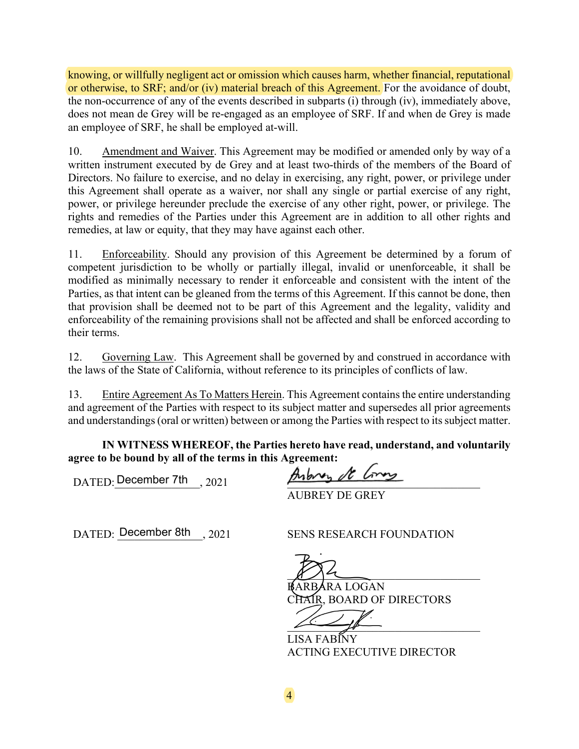knowing, or willfully negligent act or omission which causes harm, whether financial, reputational or otherwise, to SRF; and/or (iv) material breach of this Agreement. For the avoidance of doubt, the non-occurrence of any of the events described in subparts (i) through (iv), immediately above, does not mean de Grey will be re-engaged as an employee of SRF. If and when de Grey is made an employee of SRF, he shall be employed at-will.

10. Amendment and Waiver. This Agreement may be modified or amended only by way of a written instrument executed by de Grey and at least two-thirds of the members of the Board of Directors. No failure to exercise, and no delay in exercising, any right, power, or privilege under this Agreement shall operate as a waiver, nor shall any single or partial exercise of any right, power, or privilege hereunder preclude the exercise of any other right, power, or privilege. The rights and remedies of the Parties under this Agreement are in addition to all other rights and remedies, at law or equity, that they may have against each other.

11. Enforceability. Should any provision of this Agreement be determined by a forum of competent jurisdiction to be wholly or partially illegal, invalid or unenforceable, it shall be modified as minimally necessary to render it enforceable and consistent with the intent of the Parties, as that intent can be gleaned from the terms of this Agreement. If this cannot be done, then that provision shall be deemed not to be part of this Agreement and the legality, validity and enforceability of the remaining provisions shall not be affected and shall be enforced according to their terms.

12. Governing Law. This Agreement shall be governed by and construed in accordance with the laws of the State of California, without reference to its principles of conflicts of law.

13. Entire Agreement As To Matters Herein. This Agreement contains the entire understanding and agreement of the Parties with respect to its subject matter and supersedes all prior agreements and understandings (oral or written) between or among the Parties with respect to its subject matter.

**IN WITNESS WHEREOF, the Parties hereto have read, understand, and voluntarily agree to be bound by all of the terms in this Agreement:**

DATED: December 7th, 2021

AUBREY DE GREY

DATED: December 8th, 2021

SENS RESEARCH FOUNDATION

BARBARA LOGAN
CHAIR, BOARD OF DIRECTORS

LISA FABINY
ACTING EXECUTIVE DIRECTOR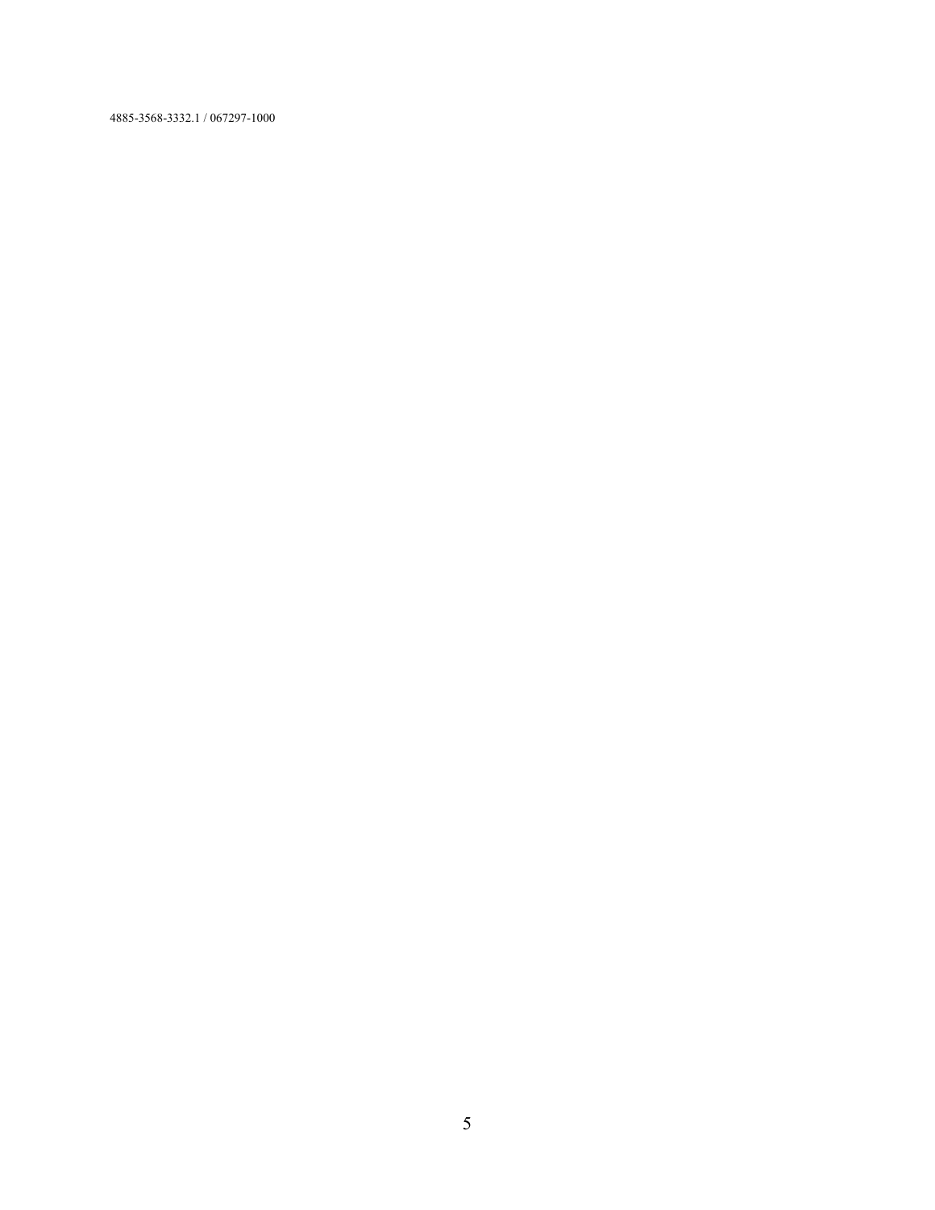4885-3568-3332.1 / 067297-1000